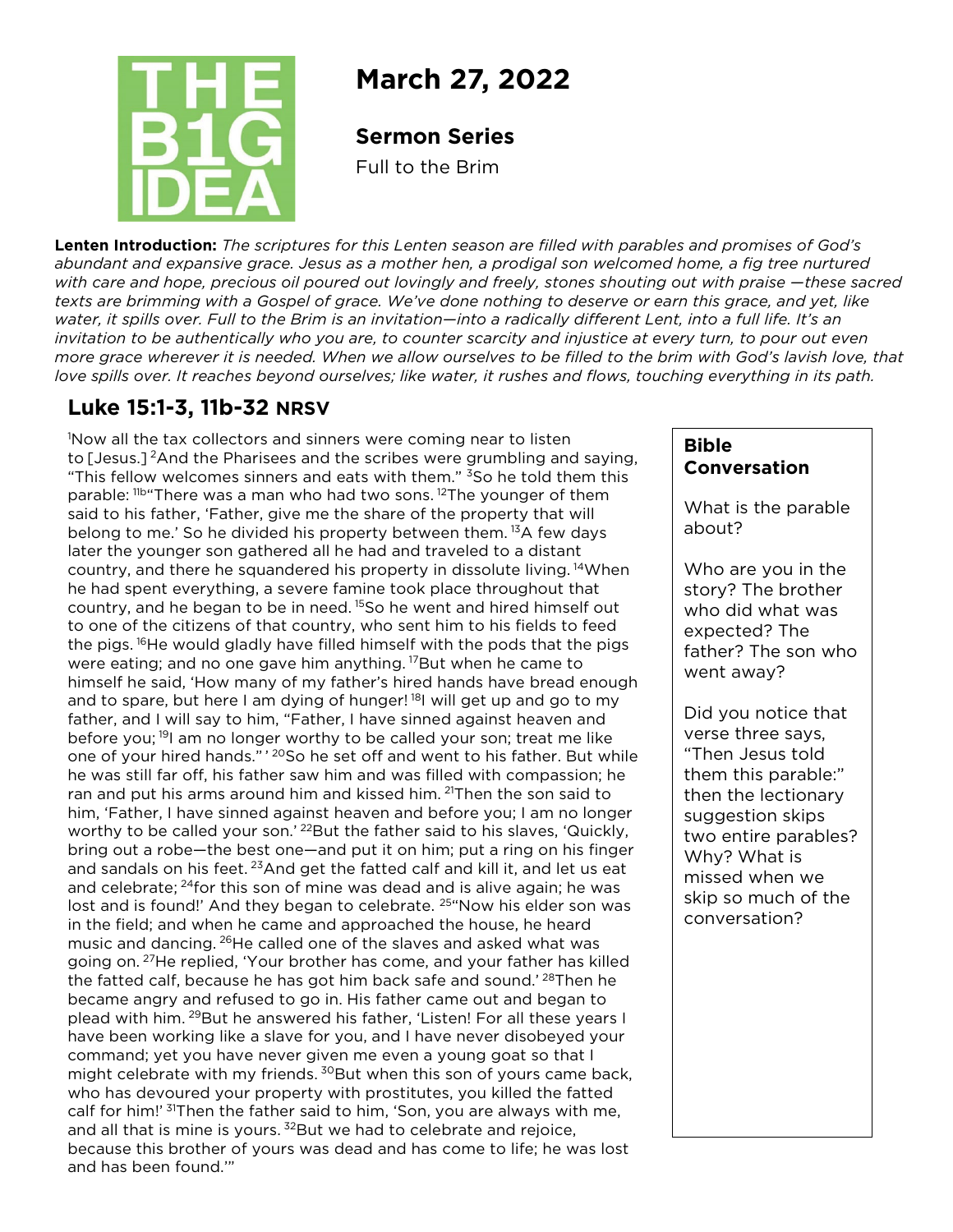THE B1G IDEA

# March 27, 2022

### Sermon Series

Full to the Brim

**Lenten Introduction:** *The scriptures for this Lenten season are filled with parables and promises of God's abundant and expansive grace. Jesus as a mother hen, a prodigal son welcomed home, a fig tree nurtured with care and hope, precious oil poured out lovingly and freely, stones shouting out with praise —these sacred texts are brimming with a Gospel of grace. We've done nothing to deserve or earn this grace, and yet, like water, it spills over. Full to the Brim is an invitation—into a radically different Lent, into a full life. It's an invitation to be authentically who you are, to counter scarcity and injustice at every turn, to pour out even more grace wherever it is needed. When we allow ourselves to be filled to the brim with God's lavish love, that love spills over. It reaches beyond ourselves; like water, it rushes and flows, touching everything in its path.*

## Luke 15:1-3, 11b-32 NRSV

[1]Now all the tax collectors and sinners were coming near to listen to [Jesus.] [2]And the Pharisees and the scribes were grumbling and saying, "This fellow welcomes sinners and eats with them." [3]So he told them this parable: [11b]"There was a man who had two sons. [12]The younger of them said to his father, 'Father, give me the share of the property that will belong to me.' So he divided his property between them. [13]A few days later the younger son gathered all he had and traveled to a distant country, and there he squandered his property in dissolute living. [14]When he had spent everything, a severe famine took place throughout that country, and he began to be in need. [15]So he went and hired himself out to one of the citizens of that country, who sent him to his fields to feed the pigs. [16]He would gladly have filled himself with the pods that the pigs were eating; and no one gave him anything. [17]But when he came to himself he said, 'How many of my father's hired hands have bread enough and to spare, but here I am dying of hunger! [18]I will get up and go to my father, and I will say to him, "Father, I have sinned against heaven and before you; [19]I am no longer worthy to be called your son; treat me like one of your hired hands."' [20]So he set off and went to his father. But while he was still far off, his father saw him and was filled with compassion; he ran and put his arms around him and kissed him. [21]Then the son said to him, 'Father, I have sinned against heaven and before you; I am no longer worthy to be called your son.' [22]But the father said to his slaves, 'Quickly, bring out a robe—the best one—and put it on him; put a ring on his finger and sandals on his feet. [23]And get the fatted calf and kill it, and let us eat and celebrate; [24]for this son of mine was dead and is alive again; he was lost and is found!' And they began to celebrate. [25]"Now his elder son was in the field; and when he came and approached the house, he heard music and dancing. [26]He called one of the slaves and asked what was going on. [27]He replied, 'Your brother has come, and your father has killed the fatted calf, because he has got him back safe and sound.' [28]Then he became angry and refused to go in. His father came out and began to plead with him. [29]But he answered his father, 'Listen! For all these years I have been working like a slave for you, and I have never disobeyed your command; yet you have never given me even a young goat so that I might celebrate with my friends. [30]But when this son of yours came back, who has devoured your property with prostitutes, you killed the fatted calf for him!' [31]Then the father said to him, 'Son, you are always with me, and all that is mine is yours. [32]But we had to celebrate and rejoice, because this brother of yours was dead and has come to life; he was lost and has been found.'"

### Bible Conversation

What is the parable about?

Who are you in the story? The brother who did what was expected? The father? The son who went away?

Did you notice that verse three says, "Then Jesus told them this parable:" then the lectionary suggestion skips two entire parables? Why? What is missed when we skip so much of the conversation?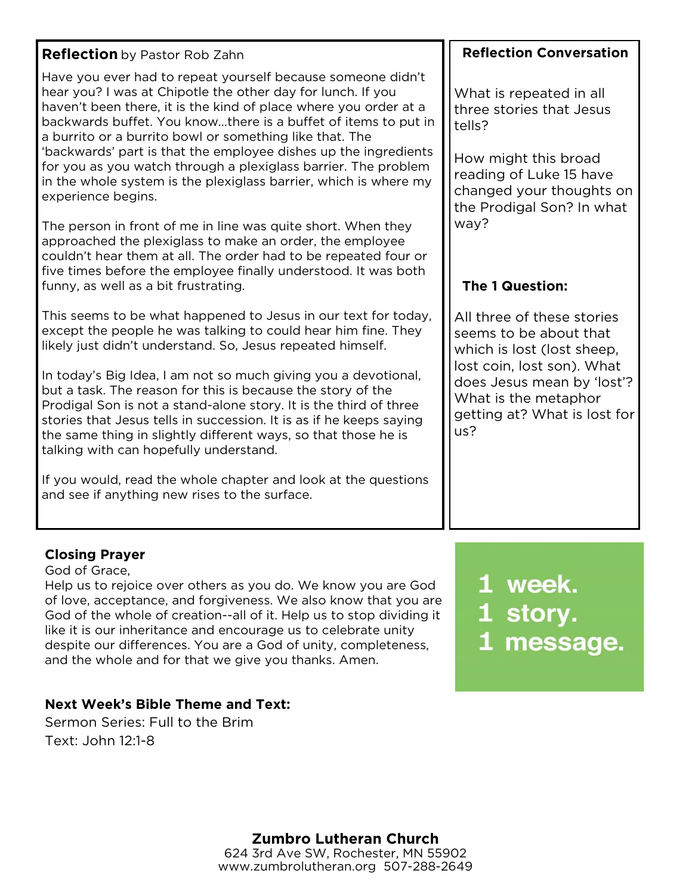## Reflection by Pastor Rob Zahn

Have you ever had to repeat yourself because someone didn't hear you? I was at Chipotle the other day for lunch. If you haven't been there, it is the kind of place where you order at a backwards buffet. You know...there is a buffet of items to put in a burrito or a burrito bowl or something like that. The 'backwards' part is that the employee dishes up the ingredients for you as you watch through a plexiglass barrier. The problem in the whole system is the plexiglass barrier, which is where my experience begins.

The person in front of me in line was quite short. When they approached the plexiglass to make an order, the employee couldn't hear them at all. The order had to be repeated four or five times before the employee finally understood. It was both funny, as well as a bit frustrating.

This seems to be what happened to Jesus in our text for today, except the people he was talking to could hear him fine. They likely just didn't understand. So, Jesus repeated himself.

In today's Big Idea, I am not so much giving you a devotional, but a task. The reason for this is because the story of the Prodigal Son is not a stand-alone story. It is the third of three stories that Jesus tells in succession. It is as if he keeps saying the same thing in slightly different ways, so that those he is talking with can hopefully understand.

If you would, read the whole chapter and look at the questions and see if anything new rises to the surface.

## Reflection Conversation

What is repeated in all three stories that Jesus tells?

How might this broad reading of Luke 15 have changed your thoughts on the Prodigal Son? In what way?

**The 1 Question:**

All three of these stories seems to be about that which is lost (lost sheep, lost coin, lost son). What does Jesus mean by 'lost'? What is the metaphor getting at? What is lost for us?

## Closing Prayer

God of Grace,
Help us to rejoice over others as you do. We know you are God of love, acceptance, and forgiveness. We also know that you are God of the whole of creation--all of it. Help us to stop dividing it like it is our inheritance and encourage us to celebrate unity despite our differences. You are a God of unity, completeness, and the whole and for that we give you thanks. Amen.

**1 week.**
**1 story.**
**1 message.**

## Next Week's Bible Theme and Text:

Sermon Series: Full to the Brim
Text: John 12:1-8

**Zumbro Lutheran Church**
624 3rd Ave SW, Rochester, MN 55902
www.zumbrolutheran.org 507-288-2649